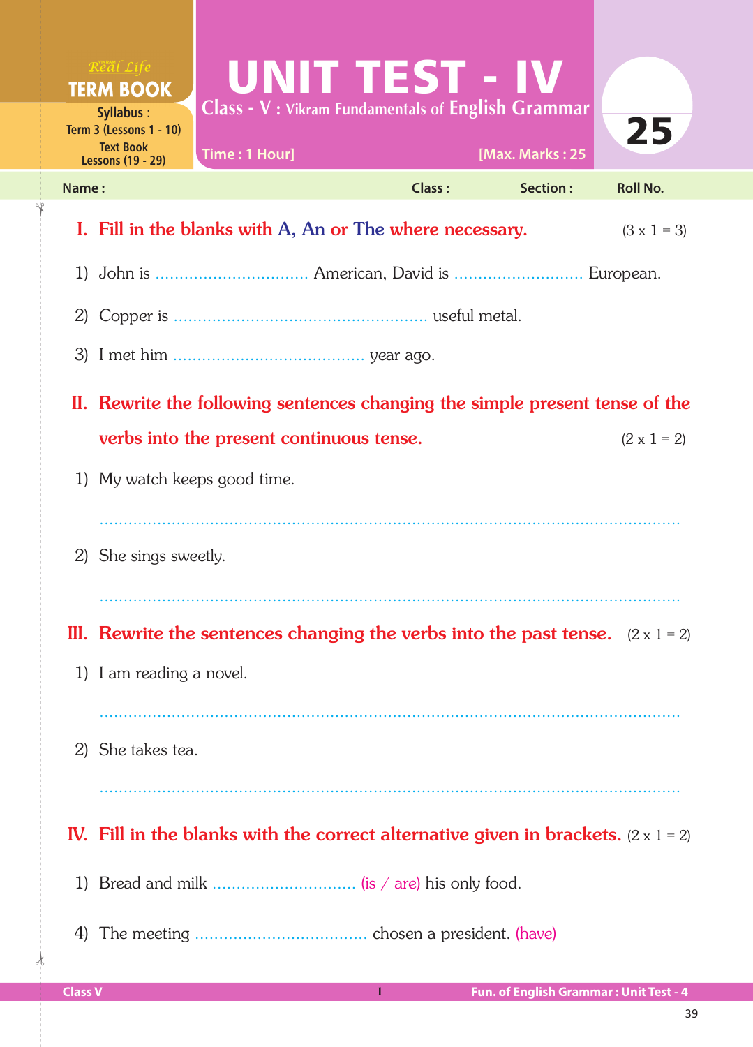Real Life **TERM BOOK**

Syllabus : Term 3 (Lessons 1 - 10) Text Book Lessons (19 - 29)

# UNIT TEST - IV

## Class - V : Vikram Fundamentals of English Grammar

Time : 1 Hour] [Max. Marks : 25

**25**

Name : Class : Section : Roll No.

## I. Fill in the blanks with A, An or The where necessary. (3 x 1 = 3)

1) John is ................................ American, David is ........................... European.

2) Copper is ..................................................... useful metal.

3) I met him ........................................ year ago.

## II. Rewrite the following sentences changing the simple present tense of the verbs into the present continuous tense. (2 x 1 = 2)

1) My watch keeps good time.

..........................................................................................................................

2) She sings sweetly.

..........................................................................................................................

## III. Rewrite the sentences changing the verbs into the past tense. (2 x 1 = 2)

1) I am reading a novel.

..........................................................................................................................

2) She takes tea.

..........................................................................................................................

## IV. Fill in the blanks with the correct alternative given in brackets. (2 x 1 = 2)

1) Bread and milk .............................. (is / are) his only food.

4) The meeting ................................... chosen a president. (have)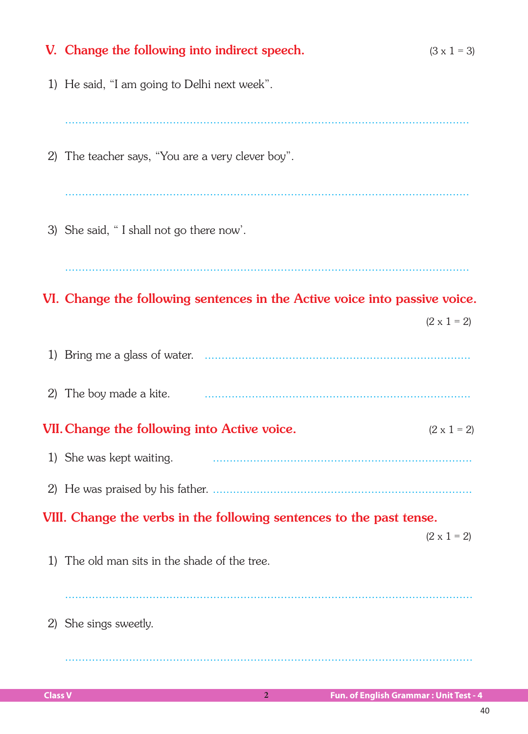## V. Change the following into indirect speech. (3 x 1 = 3)

1) He said, "I am going to Delhi next week".

..........................................................................................................................

2) The teacher says, "You are a very clever boy".

..........................................................................................................................

3) She said, " I shall not go there now'.

..........................................................................................................................

## VI. Change the following sentences in the Active voice into passive voice. (2 x 1 = 2)

1) Bring me a glass of water. ..........................................................................

2) The boy made a kite. ..........................................................................

## VII. Change the following into Active voice. (2 x 1 = 2)

1) She was kept waiting. ..........................................................................

2) He was praised by his father. ..........................................................................

## VIII. Change the verbs in the following sentences to the past tense. (2 x 1 = 2)

1) The old man sits in the shade of the tree.

..........................................................................................................................

2) She sings sweetly.

..........................................................................................................................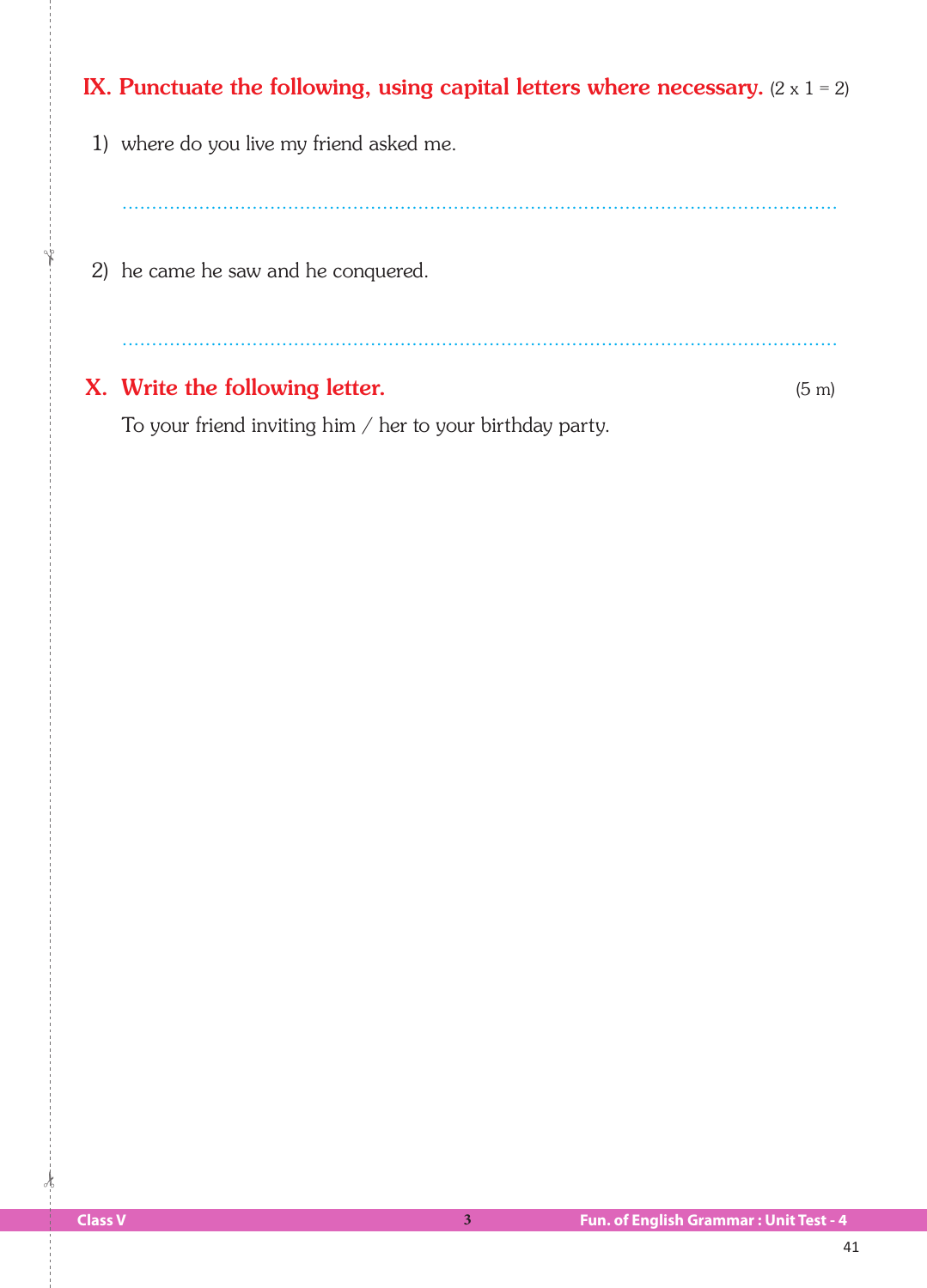## IX. Punctuate the following, using capital letters where necessary. (2 x 1 = 2)

1) where do you live my friend asked me.

..........................................................................................................................

2) he came he saw and he conquered.

..........................................................................................................................

## X. Write the following letter. (5 m)

To your friend inviting him / her to your birthday party.